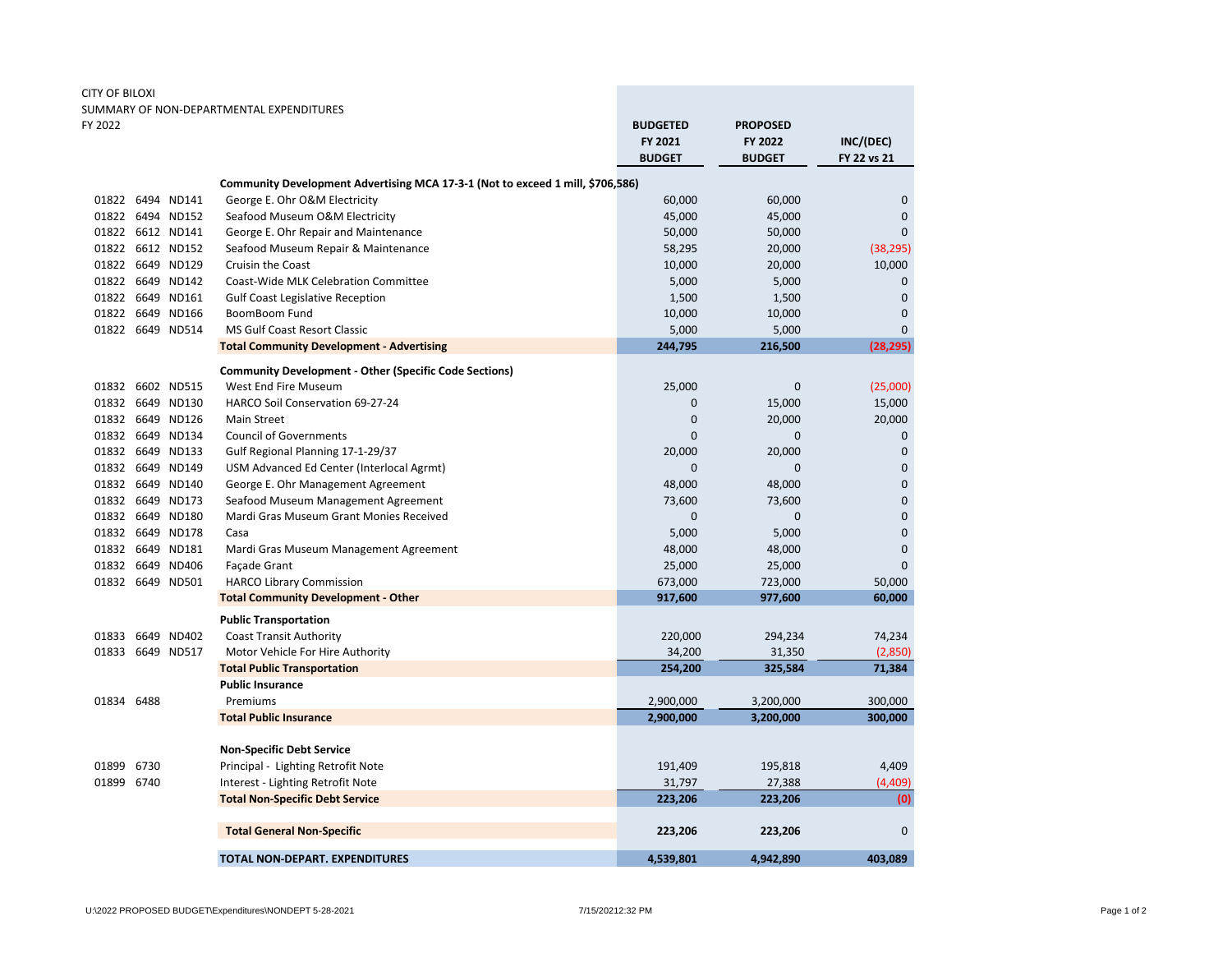CITY OF BILOXI
SUMMARY OF NON-DEPARTMENTAL EXPENDITURES
FY 2022

| | | | | BUDGETED FY 2021 BUDGET | PROPOSED FY 2022 BUDGET | INC/(DEC) FY 22 vs 21 |
|---|---|---|---|---|---|---|
| | | | **Community Development Advertising MCA 17-3-1 (Not to exceed 1 mill, $706,586)** | | | |
| 01822 | 6494 | ND141 | George E. Ohr O&M Electricity | 60,000 | 60,000 | 0 |
| 01822 | 6494 | ND152 | Seafood Museum O&M Electricity | 45,000 | 45,000 | 0 |
| 01822 | 6612 | ND141 | George E. Ohr Repair and Maintenance | 50,000 | 50,000 | 0 |
| 01822 | 6612 | ND152 | Seafood Museum Repair & Maintenance | 58,295 | 20,000 | (38,295) |
| 01822 | 6649 | ND129 | Cruisin the Coast | 10,000 | 20,000 | 10,000 |
| 01822 | 6649 | ND142 | Coast-Wide MLK Celebration Committee | 5,000 | 5,000 | 0 |
| 01822 | 6649 | ND161 | Gulf Coast Legislative Reception | 1,500 | 1,500 | 0 |
| 01822 | 6649 | ND166 | BoomBoom Fund | 10,000 | 10,000 | 0 |
| 01822 | 6649 | ND514 | MS Gulf Coast Resort Classic | 5,000 | 5,000 | 0 |
| | | | **Total Community Development - Advertising** | **244,795** | **216,500** | **(28,295)** |
| | | | **Community Development - Other (Specific Code Sections)** | | | |
| 01832 | 6602 | ND515 | West End Fire Museum | 25,000 | 0 | (25,000) |
| 01832 | 6649 | ND130 | HARCO Soil Conservation 69-27-24 | 0 | 15,000 | 15,000 |
| 01832 | 6649 | ND126 | Main Street | 0 | 20,000 | 20,000 |
| 01832 | 6649 | ND134 | Council of Governments | 0 | 0 | 0 |
| 01832 | 6649 | ND133 | Gulf Regional Planning 17-1-29/37 | 20,000 | 20,000 | 0 |
| 01832 | 6649 | ND149 | USM Advanced Ed Center (Interlocal Agrmt) | 0 | 0 | 0 |
| 01832 | 6649 | ND140 | George E. Ohr Management Agreement | 48,000 | 48,000 | 0 |
| 01832 | 6649 | ND173 | Seafood Museum Management Agreement | 73,600 | 73,600 | 0 |
| 01832 | 6649 | ND180 | Mardi Gras Museum Grant Monies Received | 0 | 0 | 0 |
| 01832 | 6649 | ND178 | Casa | 5,000 | 5,000 | 0 |
| 01832 | 6649 | ND181 | Mardi Gras Museum Management Agreement | 48,000 | 48,000 | 0 |
| 01832 | 6649 | ND406 | Façade Grant | 25,000 | 25,000 | 0 |
| 01832 | 6649 | ND501 | HARCO Library Commission | 673,000 | 723,000 | 50,000 |
| | | | **Total Community Development - Other** | **917,600** | **977,600** | **60,000** |
| | | | **Public Transportation** | | | |
| 01833 | 6649 | ND402 | Coast Transit Authority | 220,000 | 294,234 | 74,234 |
| 01833 | 6649 | ND517 | Motor Vehicle For Hire Authority | 34,200 | 31,350 | (2,850) |
| | | | **Total Public Transportation** | **254,200** | **325,584** | **71,384** |
| | | | **Public Insurance** | | | |
| 01834 | 6488 | | Premiums | 2,900,000 | 3,200,000 | 300,000 |
| | | | **Total Public Insurance** | **2,900,000** | **3,200,000** | **300,000** |
| | | | **Non-Specific Debt Service** | | | |
| 01899 | 6730 | | Principal - Lighting Retrofit Note | 191,409 | 195,818 | 4,409 |
| 01899 | 6740 | | Interest - Lighting Retrofit Note | 31,797 | 27,388 | (4,409) |
| | | | **Total Non-Specific Debt Service** | **223,206** | **223,206** | **(0)** |
| | | | **Total General Non-Specific** | **223,206** | **223,206** | 0 |
| | | | **TOTAL NON-DEPART. EXPENDITURES** | **4,539,801** | **4,942,890** | **403,089** |

U:\2022 PROPOSED BUDGET\Expenditures\NONDEPT 5-28-2021 7/15/20212:32 PM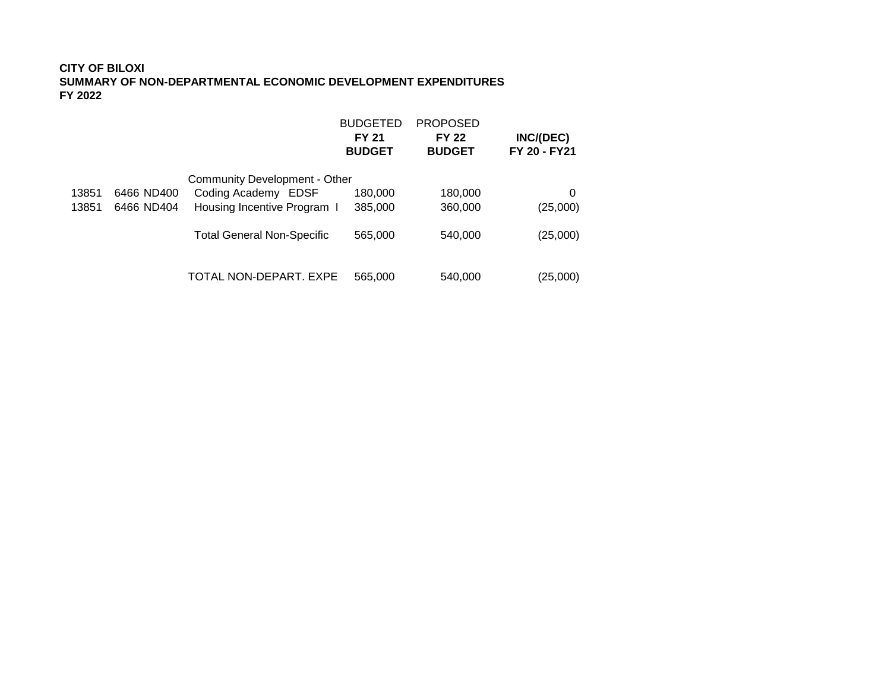**CITY OF BILOXI**
**SUMMARY OF NON-DEPARTMENTAL ECONOMIC DEVELOPMENT EXPENDITURES**
**FY 2022**

| | | | | BUDGETED **FY 21 BUDGET** | PROPOSED **FY 22 BUDGET** | **INC/(DEC) FY 20 - FY21** |
|---|---|---|---|---|---|---|
| | | | Community Development - Other | | | |
| 13851 | 6466 | ND400 | Coding Academy EDSF | 180,000 | 180,000 | 0 |
| 13851 | 6466 | ND404 | Housing Incentive Program I | 385,000 | 360,000 | (25,000) |
| | | | Total General Non-Specific | 565,000 | 540,000 | (25,000) |
| | | | TOTAL NON-DEPART. EXPE | 565,000 | 540,000 | (25,000) |